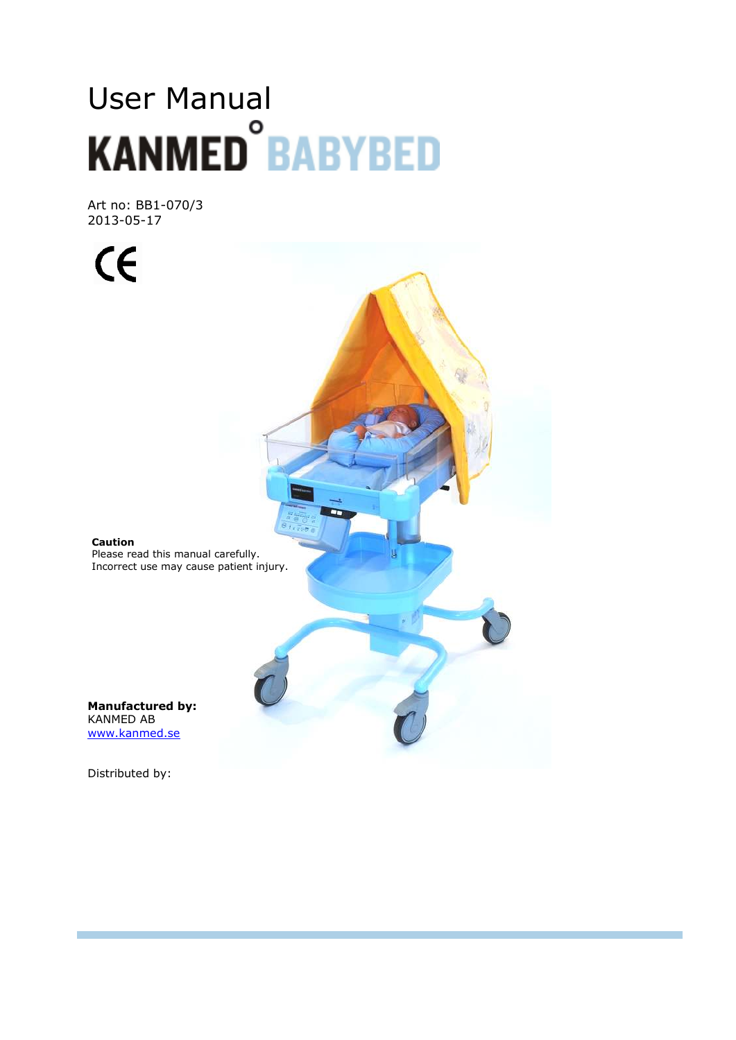# User Manual

# KANMED BABYBED

Art no: BB1-070/3
2013-05-17

CE

**Caution**
Please read this manual carefully.
Incorrect use may cause patient injury.

**Manufactured by:**
KANMED AB
www.kanmed.se

Distributed by: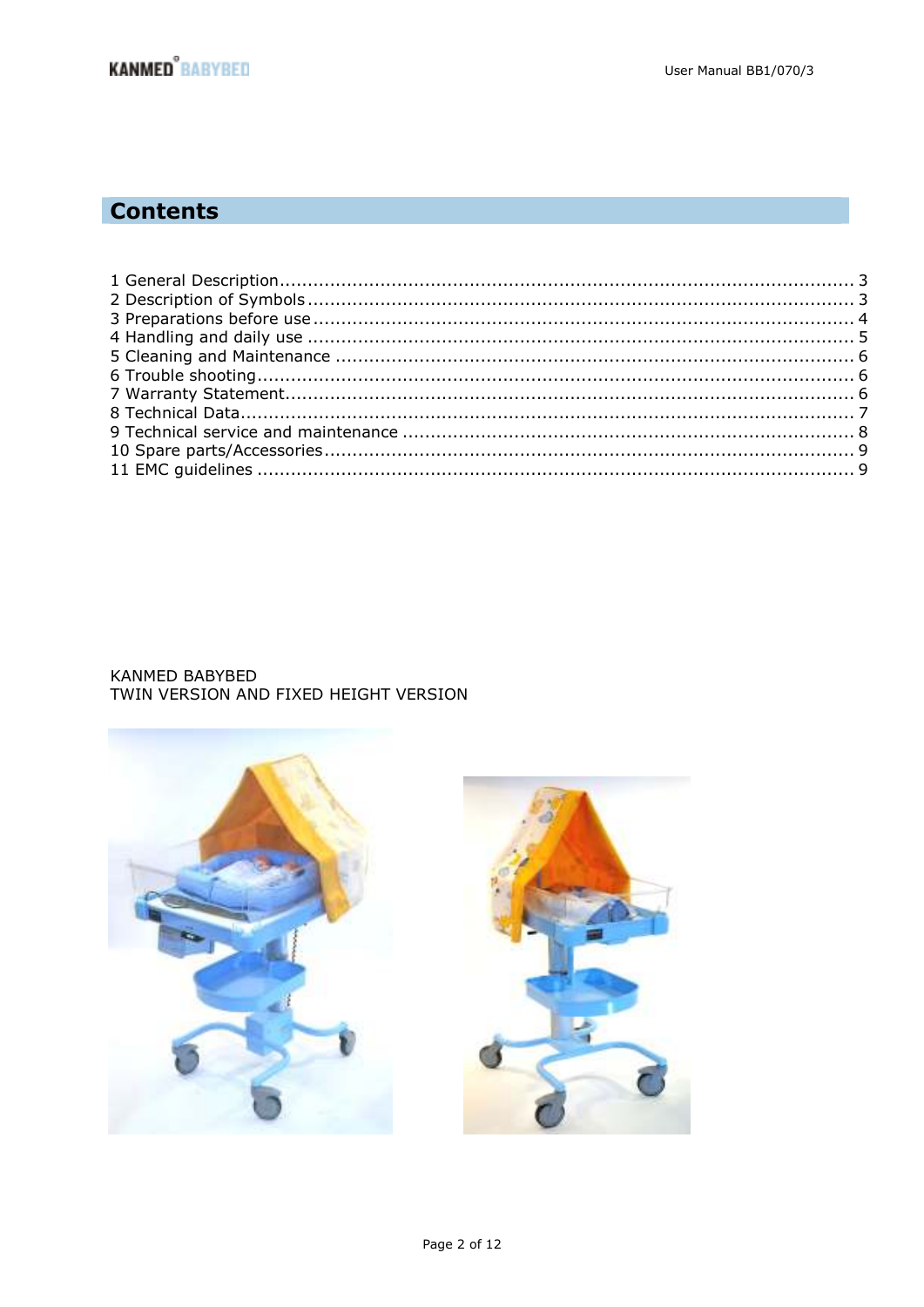# Contents

1 General Description ........................................................................................................ 3
2 Description of Symbols ...................................................................................................... 3
3 Preparations before use ..................................................................................................... 4
4 Handling and daily use ...................................................................................................... 5
5 Cleaning and Maintenance ................................................................................................. 6
6 Trouble shooting .............................................................................................................. 6
7 Warranty Statement .......................................................................................................... 6
8 Technical Data .................................................................................................................. 7
9 Technical service and maintenance .................................................................................... 8
10 Spare parts/Accessories ................................................................................................... 9
11 EMC guidelines ............................................................................................................... 9

KANMED BABYBED
TWIN VERSION AND FIXED HEIGHT VERSION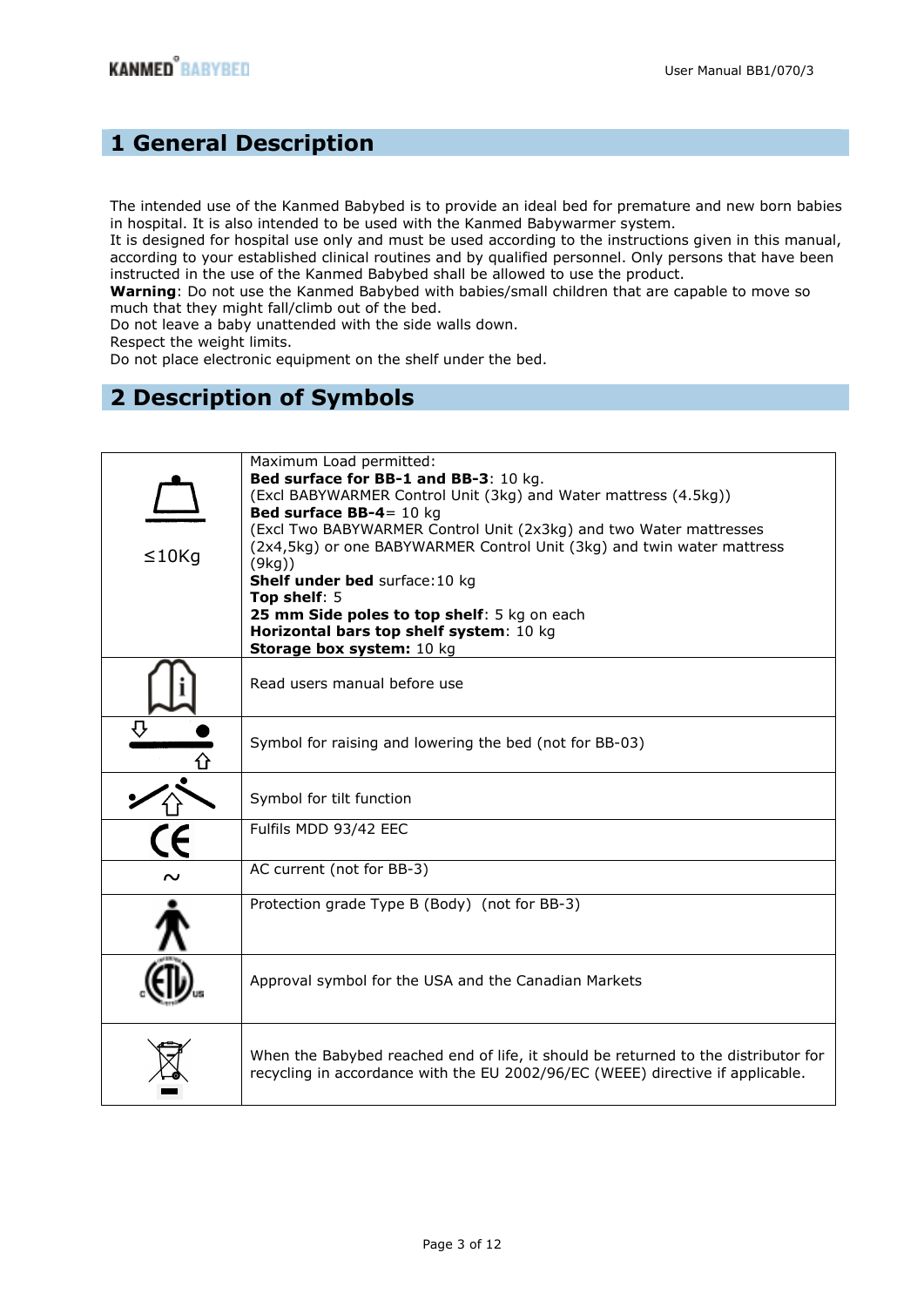# 1 General Description

The intended use of the Kanmed Babybed is to provide an ideal bed for premature and new born babies in hospital. It is also intended to be used with the Kanmed Babywarmer system.
It is designed for hospital use only and must be used according to the instructions given in this manual, according to your established clinical routines and by qualified personnel. Only persons that have been instructed in the use of the Kanmed Babybed shall be allowed to use the product.
**Warning**: Do not use the Kanmed Babybed with babies/small children that are capable to move so much that they might fall/climb out of the bed.
Do not leave a baby unattended with the side walls down.
Respect the weight limits.
Do not place electronic equipment on the shelf under the bed.

# 2 Description of Symbols

| Symbol | Description |
|---|---|
| ≤10Kg | Maximum Load permitted:<br>**Bed surface for BB-1 and BB-3**: 10 kg.<br>(Excl BABYWARMER Control Unit (3kg) and Water mattress (4.5kg))<br>**Bed surface BB-4**= 10 kg<br>(Excl Two BABYWARMER Control Unit (2x3kg) and two Water mattresses (2x4,5kg) or one BABYWARMER Control Unit (3kg) and twin water mattress (9kg))<br>**Shelf under bed** surface:10 kg<br>**Top shelf**: 5<br>**25 mm Side poles to top shelf**: 5 kg on each<br>**Horizontal bars top shelf system**: 10 kg<br>**Storage box system:** 10 kg |
| | Read users manual before use |
| | Symbol for raising and lowering the bed (not for BB-03) |
| | Symbol for tilt function |
| CE | Fulfils MDD 93/42 EEC |
| ~ | AC current (not for BB-3) |
| | Protection grade Type B (Body)  (not for BB-3) |
| | Approval symbol for the USA and the Canadian Markets |
| | When the Babybed reached end of life, it should be returned to the distributor for recycling in accordance with the EU 2002/96/EC (WEEE) directive if applicable. |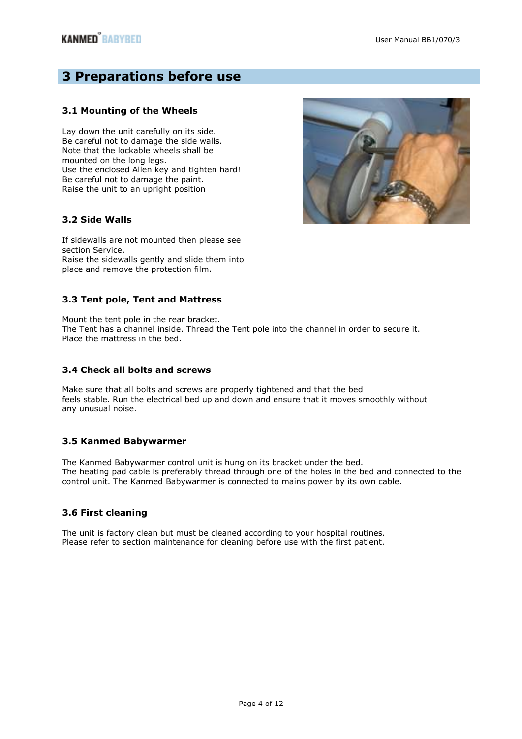# 3 Preparations before use

### 3.1 Mounting of the Wheels

Lay down the unit carefully on its side.
Be careful not to damage the side walls.
Note that the lockable wheels shall be mounted on the long legs.
Use the enclosed Allen key and tighten hard!
Be careful not to damage the paint.
Raise the unit to an upright position

### 3.2 Side Walls

If sidewalls are not mounted then please see section Service.
Raise the sidewalls gently and slide them into place and remove the protection film.

### 3.3 Tent pole, Tent and Mattress

Mount the tent pole in the rear bracket.
The Tent has a channel inside. Thread the Tent pole into the channel in order to secure it.
Place the mattress in the bed.

### 3.4 Check all bolts and screws

Make sure that all bolts and screws are properly tightened and that the bed feels stable. Run the electrical bed up and down and ensure that it moves smoothly without any unusual noise.

### 3.5 Kanmed Babywarmer

The Kanmed Babywarmer control unit is hung on its bracket under the bed.
The heating pad cable is preferably thread through one of the holes in the bed and connected to the control unit. The Kanmed Babywarmer is connected to mains power by its own cable.

### 3.6 First cleaning

The unit is factory clean but must be cleaned according to your hospital routines.
Please refer to section maintenance for cleaning before use with the first patient.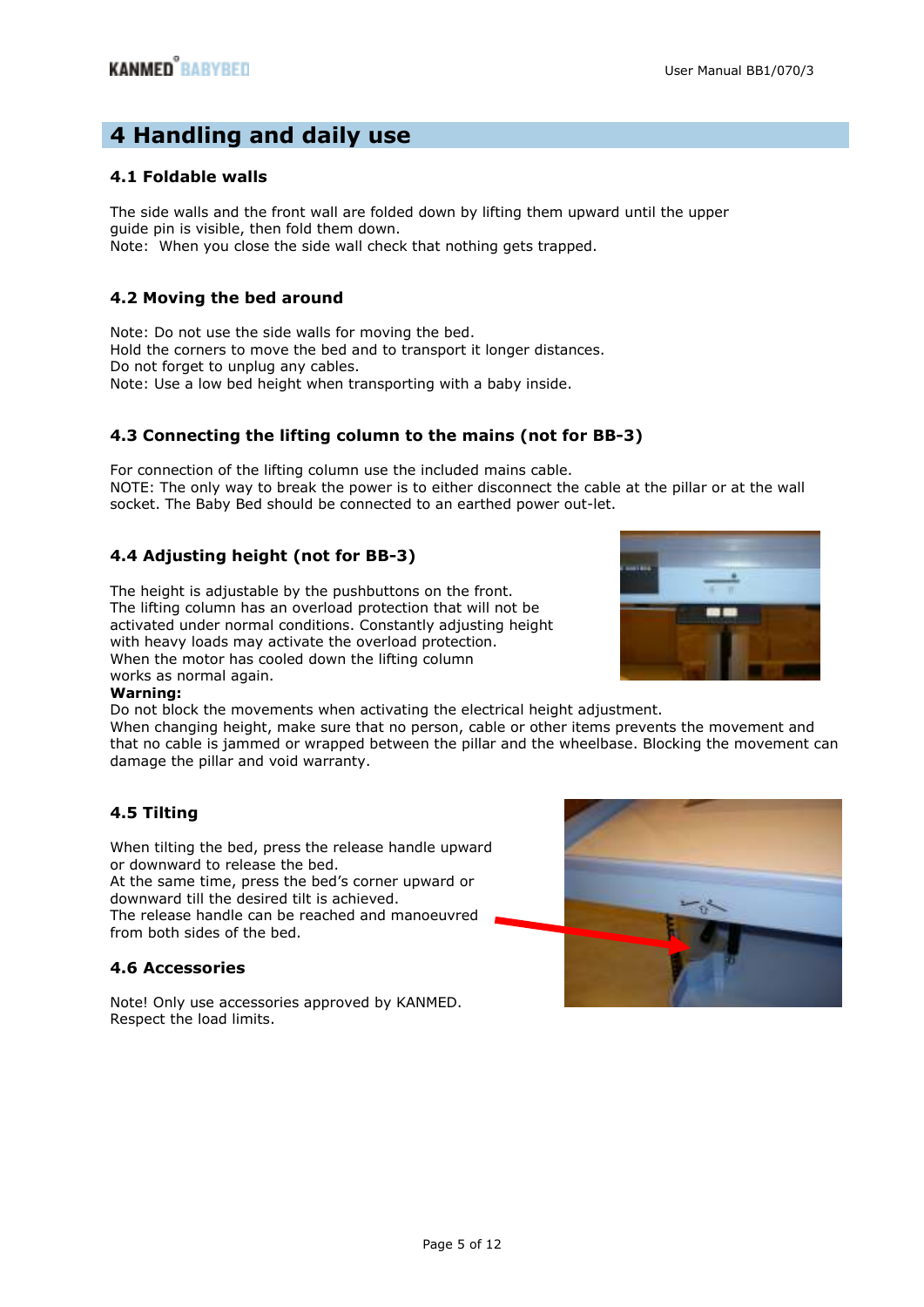# 4 Handling and daily use

## 4.1 Foldable walls

The side walls and the front wall are folded down by lifting them upward until the upper guide pin is visible, then fold them down.
Note: When you close the side wall check that nothing gets trapped.

## 4.2 Moving the bed around

Note: Do not use the side walls for moving the bed.
Hold the corners to move the bed and to transport it longer distances.
Do not forget to unplug any cables.
Note: Use a low bed height when transporting with a baby inside.

## 4.3 Connecting the lifting column to the mains (not for BB-3)

For connection of the lifting column use the included mains cable.
NOTE: The only way to break the power is to either disconnect the cable at the pillar or at the wall socket. The Baby Bed should be connected to an earthed power out-let.

## 4.4 Adjusting height (not for BB-3)

The height is adjustable by the pushbuttons on the front.
The lifting column has an overload protection that will not be activated under normal conditions. Constantly adjusting height with heavy loads may activate the overload protection.
When the motor has cooled down the lifting column works as normal again.

**Warning:**
Do not block the movements when activating the electrical height adjustment.
When changing height, make sure that no person, cable or other items prevents the movement and that no cable is jammed or wrapped between the pillar and the wheelbase. Blocking the movement can damage the pillar and void warranty.

## 4.5 Tilting

When tilting the bed, press the release handle upward or downward to release the bed.
At the same time, press the bed's corner upward or downward till the desired tilt is achieved.
The release handle can be reached and manoeuvred from both sides of the bed.

## 4.6 Accessories

Note! Only use accessories approved by KANMED.
Respect the load limits.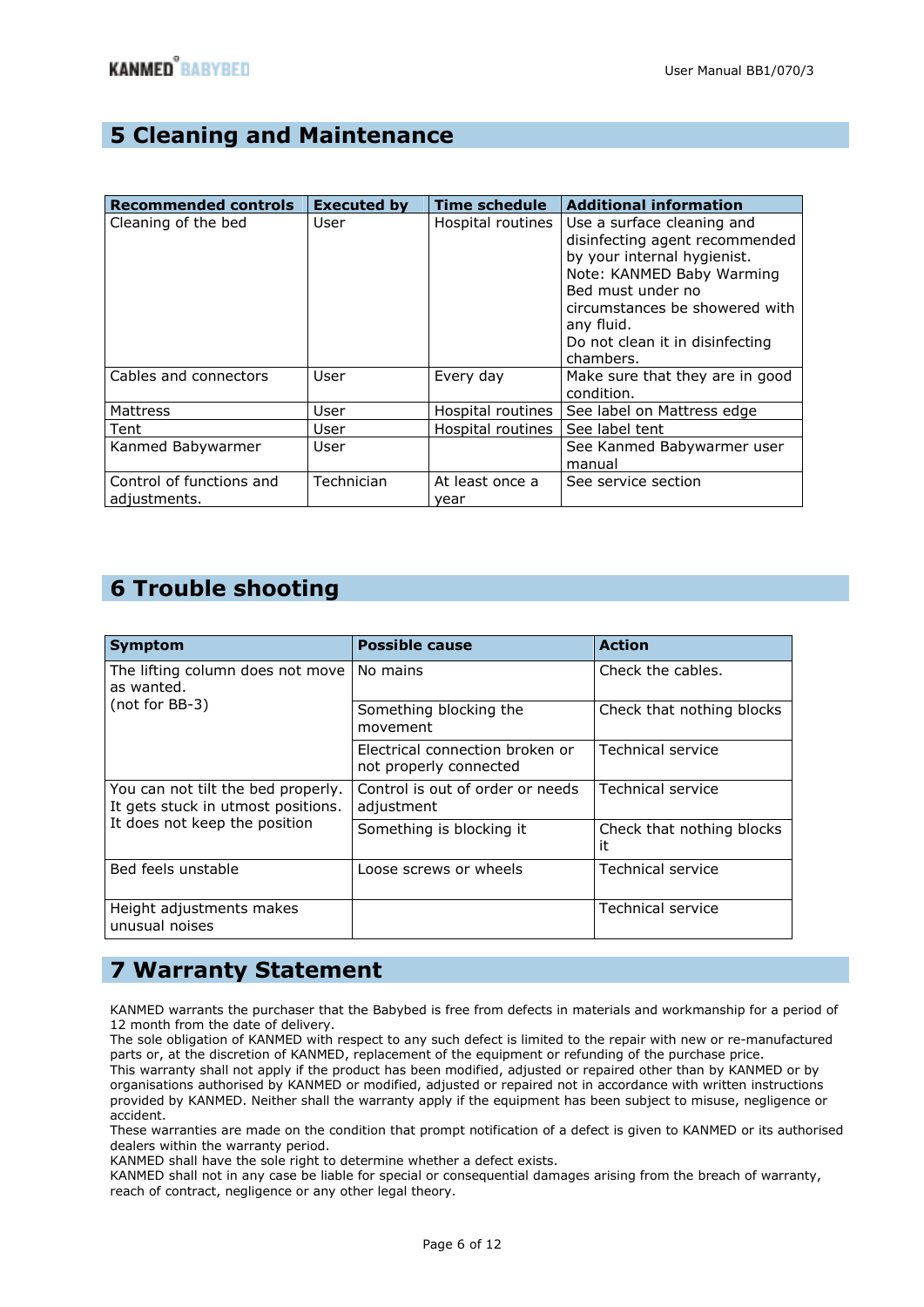# 5 Cleaning and Maintenance

| Recommended controls | Executed by | Time schedule | Additional information |
|---|---|---|---|
| Cleaning of the bed | User | Hospital routines | Use a surface cleaning and disinfecting agent recommended by your internal hygienist. Note: KANMED Baby Warming Bed must under no circumstances be showered with any fluid. Do not clean it in disinfecting chambers. |
| Cables and connectors | User | Every day | Make sure that they are in good condition. |
| Mattress | User | Hospital routines | See label on Mattress edge |
| Tent | User | Hospital routines | See label tent |
| Kanmed Babywarmer | User | | See Kanmed Babywarmer user manual |
| Control of functions and adjustments. | Technician | At least once a year | See service section |

# 6 Trouble shooting

| Symptom | Possible cause | Action |
|---|---|---|
| The lifting column does not move as wanted. (not for BB-3) | No mains | Check the cables. |
| | Something blocking the movement | Check that nothing blocks |
| | Electrical connection broken or not properly connected | Technical service |
| You can not tilt the bed properly. It gets stuck in utmost positions. It does not keep the position | Control is out of order or needs adjustment | Technical service |
| | Something is blocking it | Check that nothing blocks it |
| Bed feels unstable | Loose screws or wheels | Technical service |
| Height adjustments makes unusual noises | | Technical service |

# 7 Warranty Statement

KANMED warrants the purchaser that the Babybed is free from defects in materials and workmanship for a period of 12 month from the date of delivery.
The sole obligation of KANMED with respect to any such defect is limited to the repair with new or re-manufactured parts or, at the discretion of KANMED, replacement of the equipment or refunding of the purchase price.
This warranty shall not apply if the product has been modified, adjusted or repaired other than by KANMED or by organisations authorised by KANMED or modified, adjusted or repaired not in accordance with written instructions provided by KANMED. Neither shall the warranty apply if the equipment has been subject to misuse, negligence or accident.
These warranties are made on the condition that prompt notification of a defect is given to KANMED or its authorised dealers within the warranty period.
KANMED shall have the sole right to determine whether a defect exists.
KANMED shall not in any case be liable for special or consequential damages arising from the breach of warranty, reach of contract, negligence or any other legal theory.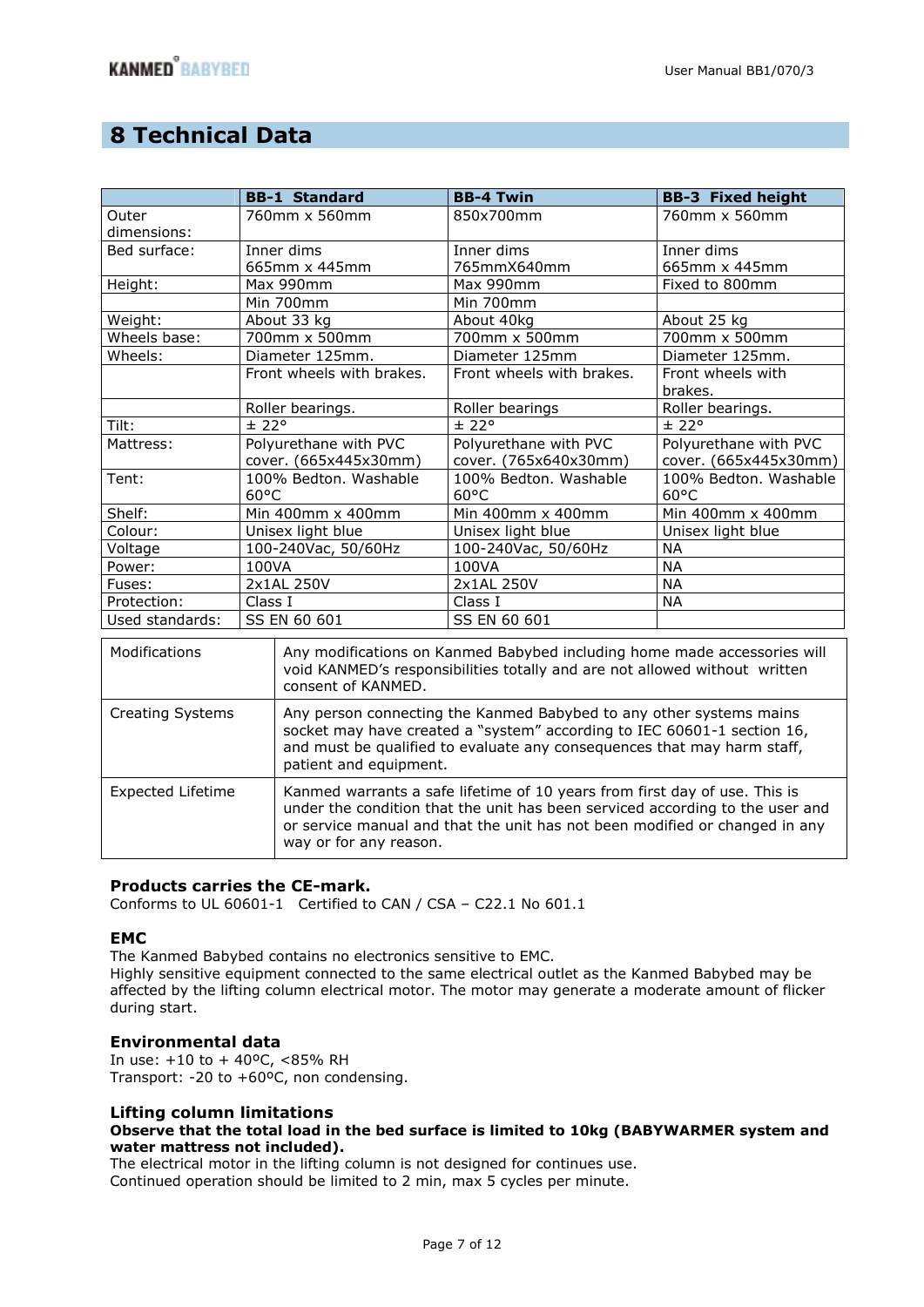# 8 Technical Data

| | BB-1 Standard | BB-4 Twin | BB-3 Fixed height |
|---|---|---|---|
| Outer dimensions: | 760mm x 560mm | 850x700mm | 760mm x 560mm |
| Bed surface: | Inner dims 665mm x 445mm | Inner dims 765mmX640mm | Inner dims 665mm x 445mm |
| Height: | Max 990mm | Max 990mm | Fixed to 800mm |
| | Min 700mm | Min 700mm | |
| Weight: | About 33 kg | About 40kg | About 25 kg |
| Wheels base: | 700mm x 500mm | 700mm x 500mm | 700mm x 500mm |
| Wheels: | Diameter 125mm. | Diameter 125mm | Diameter 125mm. |
| | Front wheels with brakes. | Front wheels with brakes. | Front wheels with brakes. |
| | Roller bearings. | Roller bearings | Roller bearings. |
| Tilt: | ± 22° | ± 22° | ± 22° |
| Mattress: | Polyurethane with PVC cover. (665x445x30mm) | Polyurethane with PVC cover. (765x640x30mm) | Polyurethane with PVC cover. (665x445x30mm) |
| Tent: | 100% Bedton. Washable 60°C | 100% Bedton. Washable 60°C | 100% Bedton. Washable 60°C |
| Shelf: | Min 400mm x 400mm | Min 400mm x 400mm | Min 400mm x 400mm |
| Colour: | Unisex light blue | Unisex light blue | Unisex light blue |
| Voltage | 100-240Vac, 50/60Hz | 100-240Vac, 50/60Hz | NA |
| Power: | 100VA | 100VA | NA |
| Fuses: | 2x1AL 250V | 2x1AL 250V | NA |
| Protection: | Class I | Class I | NA |
| Used standards: | SS EN 60 601 | SS EN 60 601 | |

| | |
|---|---|
| Modifications | Any modifications on Kanmed Babybed including home made accessories will void KANMED's responsibilities totally and are not allowed without written consent of KANMED. |
| Creating Systems | Any person connecting the Kanmed Babybed to any other systems mains socket may have created a "system" according to IEC 60601-1 section 16, and must be qualified to evaluate any consequences that may harm staff, patient and equipment. |
| Expected Lifetime | Kanmed warrants a safe lifetime of 10 years from first day of use. This is under the condition that the unit has been serviced according to the user and or service manual and that the unit has not been modified or changed in any way or for any reason. |

**Products carries the CE-mark.**
Conforms to UL 60601-1 Certified to CAN / CSA – C22.1 No 601.1

### EMC

The Kanmed Babybed contains no electronics sensitive to EMC.
Highly sensitive equipment connected to the same electrical outlet as the Kanmed Babybed may be affected by the lifting column electrical motor. The motor may generate a moderate amount of flicker during start.

### Environmental data

In use: +10 to + 40ºC, <85% RH
Transport: -20 to +60ºC, non condensing.

### Lifting column limitations

**Observe that the total load in the bed surface is limited to 10kg (BABYWARMER system and water mattress not included).**
The electrical motor in the lifting column is not designed for continues use.
Continued operation should be limited to 2 min, max 5 cycles per minute.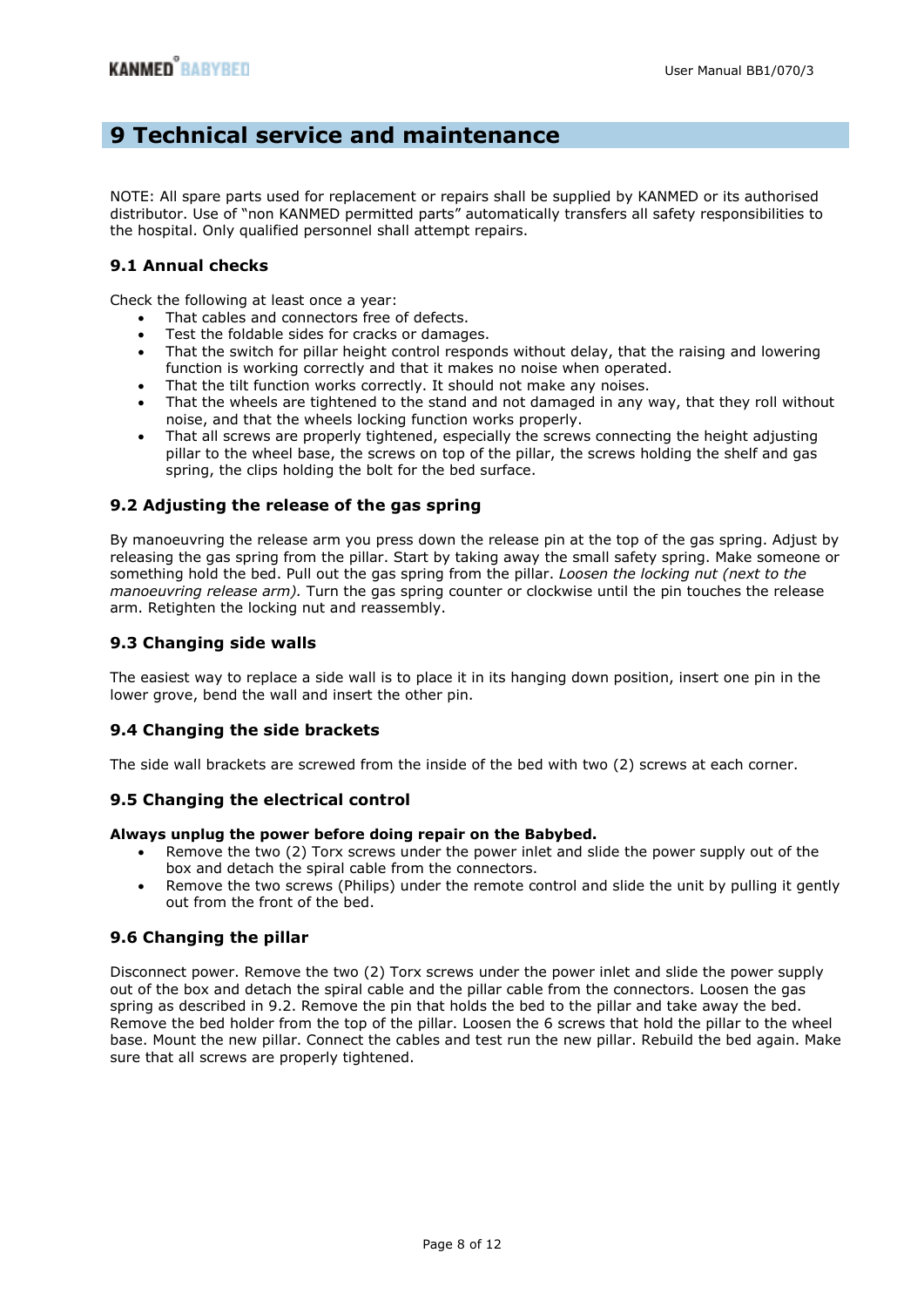# 9 Technical service and maintenance

NOTE: All spare parts used for replacement or repairs shall be supplied by KANMED or its authorised distributor. Use of "non KANMED permitted parts" automatically transfers all safety responsibilities to the hospital. Only qualified personnel shall attempt repairs.

## 9.1 Annual checks

Check the following at least once a year:

- That cables and connectors free of defects.
- Test the foldable sides for cracks or damages.
- That the switch for pillar height control responds without delay, that the raising and lowering function is working correctly and that it makes no noise when operated.
- That the tilt function works correctly. It should not make any noises.
- That the wheels are tightened to the stand and not damaged in any way, that they roll without noise, and that the wheels locking function works properly.
- That all screws are properly tightened, especially the screws connecting the height adjusting pillar to the wheel base, the screws on top of the pillar, the screws holding the shelf and gas spring, the clips holding the bolt for the bed surface.

## 9.2 Adjusting the release of the gas spring

By manoeuvring the release arm you press down the release pin at the top of the gas spring. Adjust by releasing the gas spring from the pillar. Start by taking away the small safety spring. Make someone or something hold the bed. Pull out the gas spring from the pillar. *Loosen the locking nut (next to the manoeuvring release arm).* Turn the gas spring counter or clockwise until the pin touches the release arm. Retighten the locking nut and reassembly.

## 9.3 Changing side walls

The easiest way to replace a side wall is to place it in its hanging down position, insert one pin in the lower grove, bend the wall and insert the other pin.

## 9.4 Changing the side brackets

The side wall brackets are screwed from the inside of the bed with two (2) screws at each corner.

## 9.5 Changing the electrical control

**Always unplug the power before doing repair on the Babybed.**

- Remove the two (2) Torx screws under the power inlet and slide the power supply out of the box and detach the spiral cable from the connectors.
- Remove the two screws (Philips) under the remote control and slide the unit by pulling it gently out from the front of the bed.

## 9.6 Changing the pillar

Disconnect power. Remove the two (2) Torx screws under the power inlet and slide the power supply out of the box and detach the spiral cable and the pillar cable from the connectors. Loosen the gas spring as described in 9.2. Remove the pin that holds the bed to the pillar and take away the bed. Remove the bed holder from the top of the pillar. Loosen the 6 screws that hold the pillar to the wheel base. Mount the new pillar. Connect the cables and test run the new pillar. Rebuild the bed again. Make sure that all screws are properly tightened.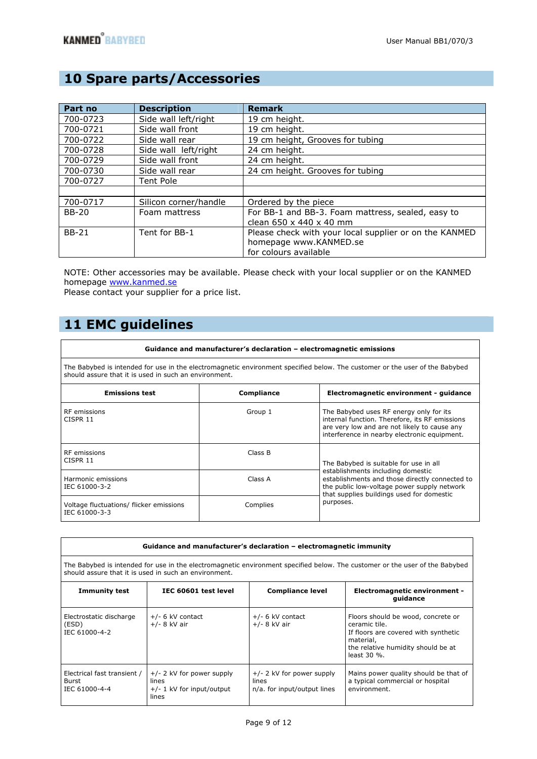# 10 Spare parts/Accessories

| Part no | Description | Remark |
|---|---|---|
| 700-0723 | Side wall left/right | 19 cm height. |
| 700-0721 | Side wall front | 19 cm height. |
| 700-0722 | Side wall rear | 19 cm height, Grooves for tubing |
| 700-0728 | Side wall left/right | 24 cm height. |
| 700-0729 | Side wall front | 24 cm height. |
| 700-0730 | Side wall rear | 24 cm height. Grooves for tubing |
| 700-0727 | Tent Pole | |
| | | |
| 700-0717 | Silicon corner/handle | Ordered by the piece |
| BB-20 | Foam mattress | For BB-1 and BB-3. Foam mattress, sealed, easy to clean 650 x 440 x 40 mm |
| BB-21 | Tent for BB-1 | Please check with your local supplier or on the KANMED homepage www.KANMED.se for colours available |

NOTE: Other accessories may be available. Please check with your local supplier or on the KANMED homepage www.kanmed.se
Please contact your supplier for a price list.

# 11 EMC guidelines

**Guidance and manufacturer's declaration – electromagnetic emissions**

The Babybed is intended for use in the electromagnetic environment specified below. The customer or the user of the Babybed should assure that it is used in such an environment.

| Emissions test | Compliance | Electromagnetic environment - guidance |
|---|---|---|
| RF emissions CISPR 11 | Group 1 | The Babybed uses RF energy only for its internal function. Therefore, its RF emissions are very low and are not likely to cause any interference in nearby electronic equipment. |
| RF emissions CISPR 11 | Class B | The Babybed is suitable for use in all establishments including domestic establishments and those directly connected to the public low-voltage power supply network that supplies buildings used for domestic purposes. |
| Harmonic emissions IEC 61000-3-2 | Class A | |
| Voltage fluctuations/ flicker emissions IEC 61000-3-3 | Complies | |

**Guidance and manufacturer's declaration – electromagnetic immunity**

The Babybed is intended for use in the electromagnetic environment specified below. The customer or the user of the Babybed should assure that it is used in such an environment.

| Immunity test | IEC 60601 test level | Compliance level | Electromagnetic environment - guidance |
|---|---|---|---|
| Electrostatic discharge (ESD) IEC 61000-4-2 | +/- 6 kV contact<br>+/- 8 kV air | +/- 6 kV contact<br>+/- 8 kV air | Floors should be wood, concrete or ceramic tile. If floors are covered with synthetic material, the relative humidity should be at least 30 %. |
| Electrical fast transient / Burst IEC 61000-4-4 | +/- 2 kV for power supply lines<br>+/- 1 kV for input/output lines | +/- 2 kV for power supply lines<br>n/a. for input/output lines | Mains power quality should be that of a typical commercial or hospital environment. |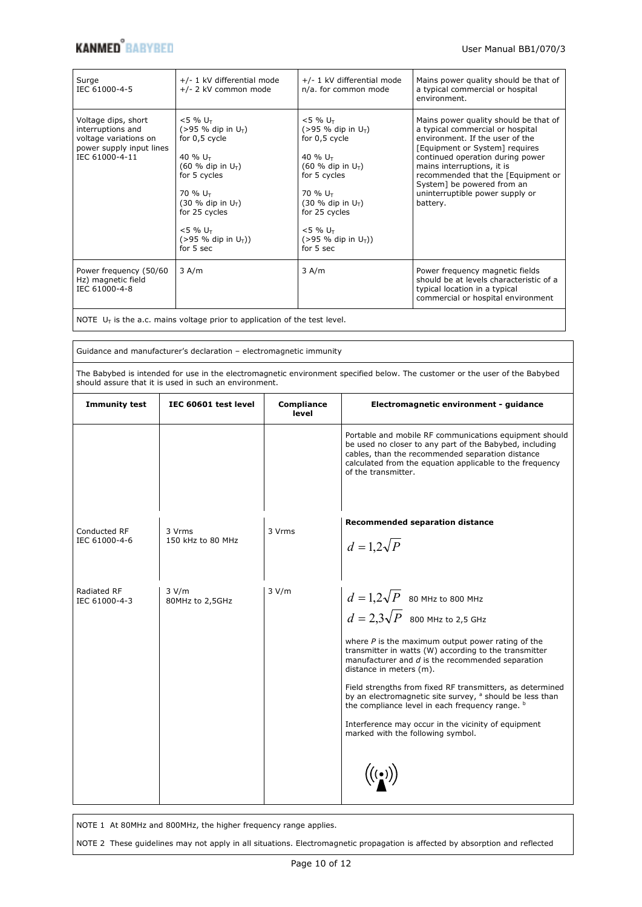| | | | |
|---|---|---|---|
| Surge<br>IEC 61000-4-5 | +/- 1 kV differential mode<br>+/- 2 kV common mode | +/- 1 kV differential mode<br>n/a. for common mode | Mains power quality should be that of a typical commercial or hospital environment. |
| Voltage dips, short interruptions and voltage variations on power supply input lines<br>IEC 61000-4-11 | <5 % $U_T$<br>(>95 % dip in $U_T$)<br>for 0,5 cycle<br><br>40 % $U_T$<br>(60 % dip in $U_T$)<br>for 5 cycles<br><br>70 % $U_T$<br>(30 % dip in $U_T$)<br>for 25 cycles<br><br><5 % $U_T$<br>(>95 % dip in $U_T$))<br>for 5 sec | <5 % $U_T$<br>(>95 % dip in $U_T$)<br>for 0,5 cycle<br><br>40 % $U_T$<br>(60 % dip in $U_T$)<br>for 5 cycles<br><br>70 % $U_T$<br>(30 % dip in $U_T$)<br>for 25 cycles<br><br><5 % $U_T$<br>(>95 % dip in $U_T$))<br>for 5 sec | Mains power quality should be that of a typical commercial or hospital environment. If the user of the [Equipment or System] requires continued operation during power mains interruptions, it is recommended that the [Equipment or System] be powered from an uninterruptible power supply or battery. |
| Power frequency (50/60 Hz) magnetic field<br>IEC 61000-4-8 | 3 A/m | 3 A/m | Power frequency magnetic fields should be at levels characteristic of a typical location in a typical commercial or hospital environment |

NOTE $U_T$ is the a.c. mains voltage prior to application of the test level.

Guidance and manufacturer's declaration – electromagnetic immunity

The Babybed is intended for use in the electromagnetic environment specified below. The customer or the user of the Babybed should assure that it is used in such an environment.

| Immunity test | IEC 60601 test level | Compliance level | Electromagnetic environment - guidance |
|---|---|---|---|
| | | | Portable and mobile RF communications equipment should be used no closer to any part of the Babybed, including cables, than the recommended separation distance calculated from the equation applicable to the frequency of the transmitter. |
| Conducted RF<br>IEC 61000-4-6 | 3 Vrms<br>150 kHz to 80 MHz | 3 Vrms | **Recommended separation distance**<br><br>$d = 1{,}2\sqrt{P}$ |
| Radiated RF<br>IEC 61000-4-3 | 3 V/m<br>80MHz to 2,5GHz | 3 V/m | $d = 1{,}2\sqrt{P}$ 80 MHz to 800 MHz<br>$d = 2{,}3\sqrt{P}$ 800 MHz to 2,5 GHz<br><br>where *P* is the maximum output power rating of the transmitter in watts (W) according to the transmitter manufacturer and *d* is the recommended separation distance in meters (m).<br><br>Field strengths from fixed RF transmitters, as determined by an electromagnetic site survey, [a] should be less than the compliance level in each frequency range. [b]<br><br>Interference may occur in the vicinity of equipment marked with the following symbol. |

NOTE 1 At 80MHz and 800MHz, the higher frequency range applies.

NOTE 2 These guidelines may not apply in all situations. Electromagnetic propagation is affected by absorption and reflected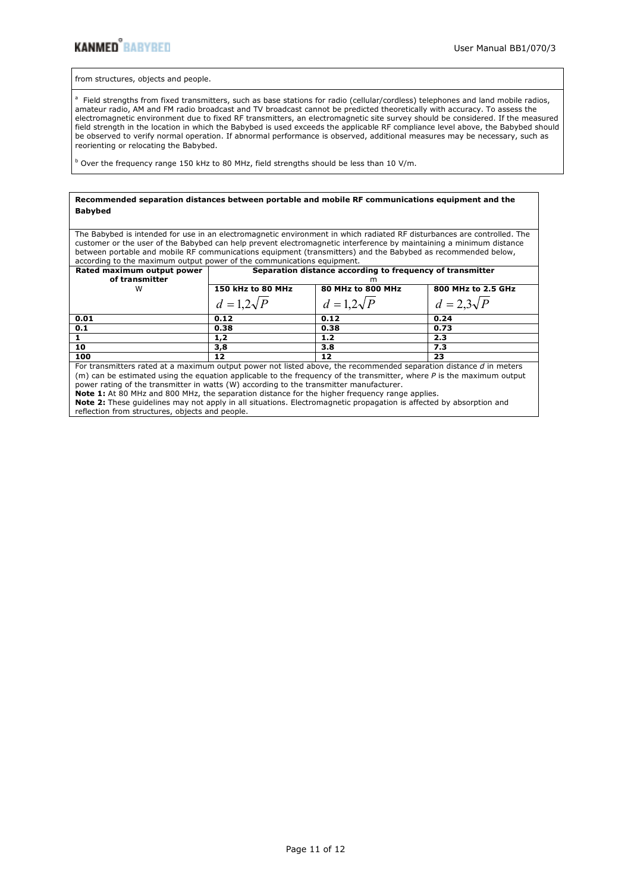from structures, objects and people.

[a] Field strengths from fixed transmitters, such as base stations for radio (cellular/cordless) telephones and land mobile radios, amateur radio, AM and FM radio broadcast and TV broadcast cannot be predicted theoretically with accuracy. To assess the electromagnetic environment due to fixed RF transmitters, an electromagnetic site survey should be considered. If the measured field strength in the location in which the Babybed is used exceeds the applicable RF compliance level above, the Babybed should be observed to verify normal operation. If abnormal performance is observed, additional measures may be necessary, such as reorienting or relocating the Babybed.

[b] Over the frequency range 150 kHz to 80 MHz, field strengths should be less than 10 V/m.

**Recommended separation distances between portable and mobile RF communications equipment and the Babybed**

The Babybed is intended for use in an electromagnetic environment in which radiated RF disturbances are controlled. The customer or the user of the Babybed can help prevent electromagnetic interference by maintaining a minimum distance between portable and mobile RF communications equipment (transmitters) and the Babybed as recommended below, according to the maximum output power of the communications equipment.

| **Rated maximum output power of transmitter** W | **Separation distance according to frequency of transmitter** m | | |
|---|---|---|---|
| | **150 kHz to 80 MHz** $d = 1{,}2\sqrt{P}$ | **80 MHz to 800 MHz** $d = 1{,}2\sqrt{P}$ | **800 MHz to 2.5 GHz** $d = 2{,}3\sqrt{P}$ |
| **0.01** | **0.12** | **0.12** | **0.24** |
| **0.1** | **0.38** | **0.38** | **0.73** |
| **1** | **1,2** | **1.2** | **2.3** |
| **10** | **3,8** | **3.8** | **7.3** |
| **100** | **12** | **12** | **23** |

For transmitters rated at a maximum output power not listed above, the recommended separation distance *d* in meters (m) can be estimated using the equation applicable to the frequency of the transmitter, where *P* is the maximum output power rating of the transmitter in watts (W) according to the transmitter manufacturer.

**Note 1:** At 80 MHz and 800 MHz, the separation distance for the higher frequency range applies.

**Note 2:** These guidelines may not apply in all situations. Electromagnetic propagation is affected by absorption and reflection from structures, objects and people.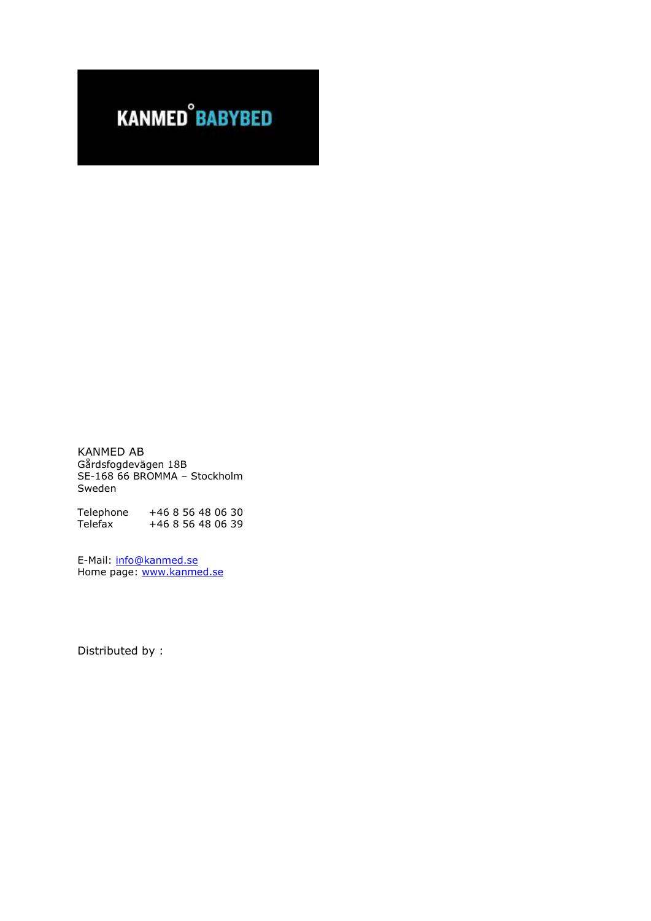KANMED° BABYBED

KANMED AB
Gårdsfogdevägen 18B
SE-168 66 BROMMA – Stockholm
Sweden

Telephone +46 8 56 48 06 30
Telefax +46 8 56 48 06 39

E-Mail: info@kanmed.se
Home page: www.kanmed.se

Distributed by :